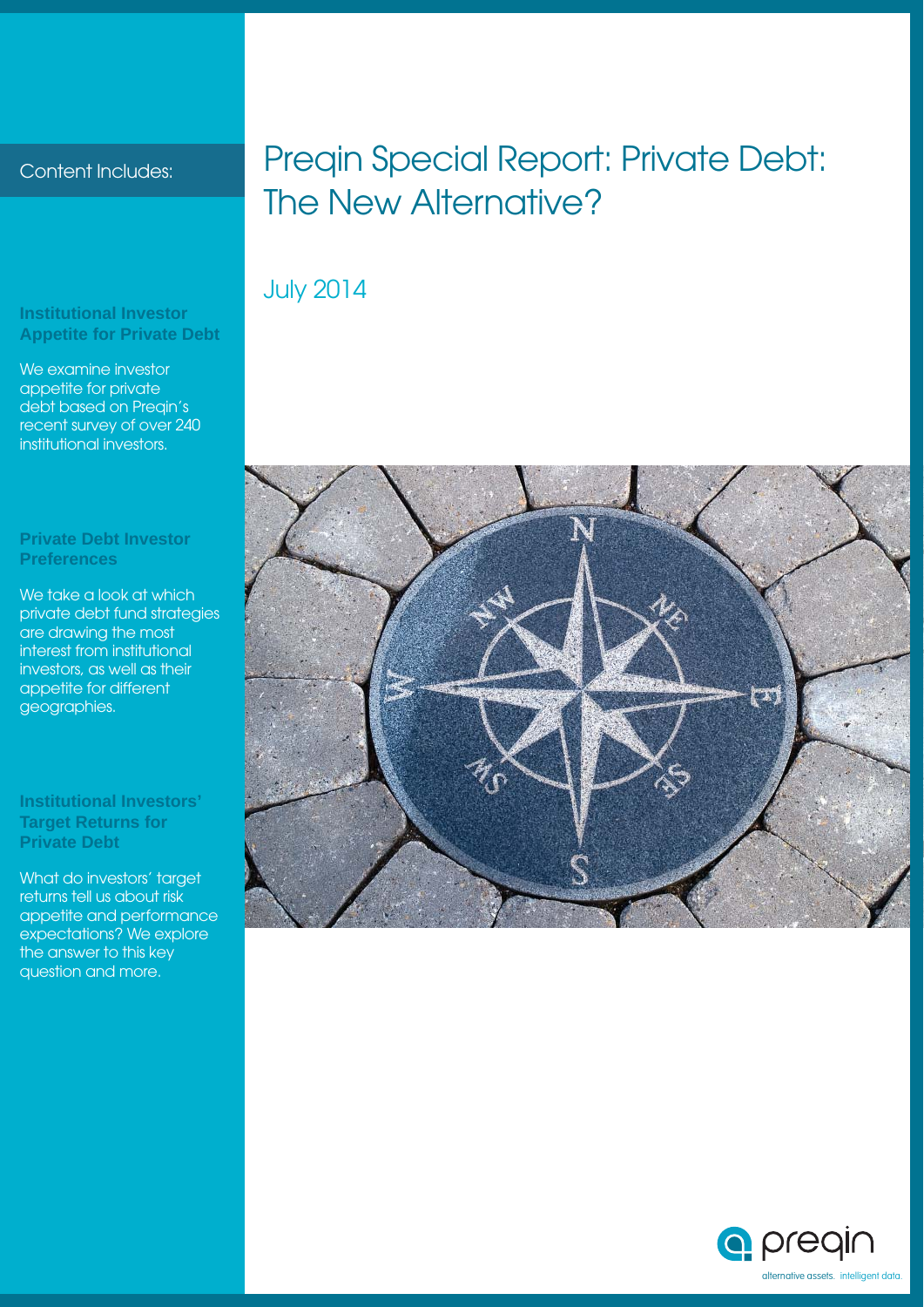# Preqin Special Report: Private Debt: The New Alternative?

July 2014

Content Includes:

**Institutional Investor Appetite for Private Debt**

We examine investor appetite for private debt based on Preqin's recent survey of over 240 institutional investors.

**Private Debt Investor Preferences**

We take a look at which private debt fund strategies are drawing the most interest from institutional investors, as well as their appetite for different geographies.

**Institutional Investors' Target Returns for Private Debt**

What do investors' target returns tell us about risk appetite and performance expectations? We explore the answer to this key question and more.

preqin

alternative assets. intelligent data.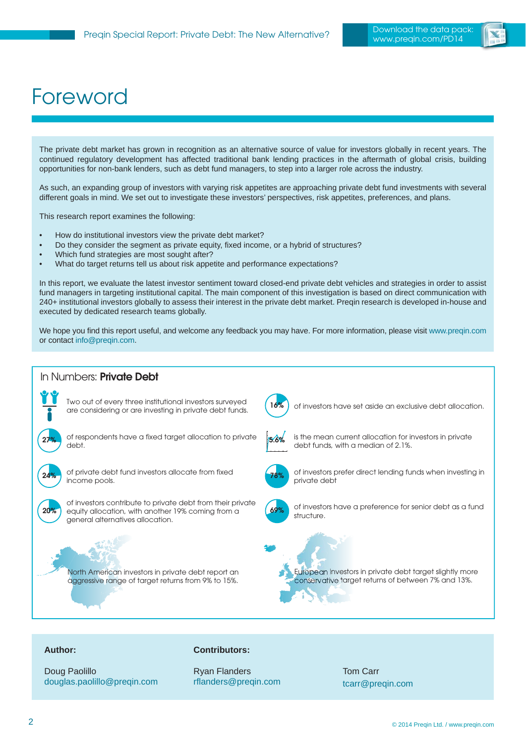# Foreword

The private debt market has grown in recognition as an alternative source of value for investors globally in recent years. The continued regulatory development has affected traditional bank lending practices in the aftermath of global crisis, building opportunities for non-bank lenders, such as debt fund managers, to step into a larger role across the industry.

As such, an expanding group of investors with varying risk appetites are approaching private debt fund investments with several different goals in mind. We set out to investigate these investors' perspectives, risk appetites, preferences, and plans.

This research report examines the following:

- How do institutional investors view the private debt market?
- Do they consider the segment as private equity, fixed income, or a hybrid of structures?
- Which fund strategies are most sought after?
- What do target returns tell us about risk appetite and performance expectations?

In this report, we evaluate the latest investor sentiment toward closed-end private debt vehicles and strategies in order to assist fund managers in targeting institutional capital. The main component of this investigation is based on direct communication with 240+ institutional investors globally to assess their interest in the private debt market. Preqin research is developed in-house and executed by dedicated research teams globally.

We hope you find this report useful, and welcome any feedback you may have. For more information, please visit www.preqin.com or contact info@preqin.com.

## In Numbers: **Private Debt**

Two out of every three institutional investors surveyed are considering or are investing in private debt funds.

27% of respondents have a fixed target allocation to private debt.

24% of private debt fund investors allocate from fixed income pools.

20% of investors contribute to private debt from their private equity allocation, with another 19% coming from a general alternatives allocation.

16% of investors have set aside an exclusive debt allocation.

5.6% is the mean current allocation for investors in private debt funds, with a median of 2.1%.

78% of investors prefer direct lending funds when investing in private debt

69% of investors have a preference for senior debt as a fund structure.

North American investors in private debt report an aggressive range of target returns from 9% to 15%.

European investors in private debt target slightly more conservative target returns of between 7% and 13%.

**Author:**

Doug Paolillo
douglas.paolillo@preqin.com

**Contributors:**

Ryan Flanders
rflanders@preqin.com

Tom Carr
tcarr@preqin.com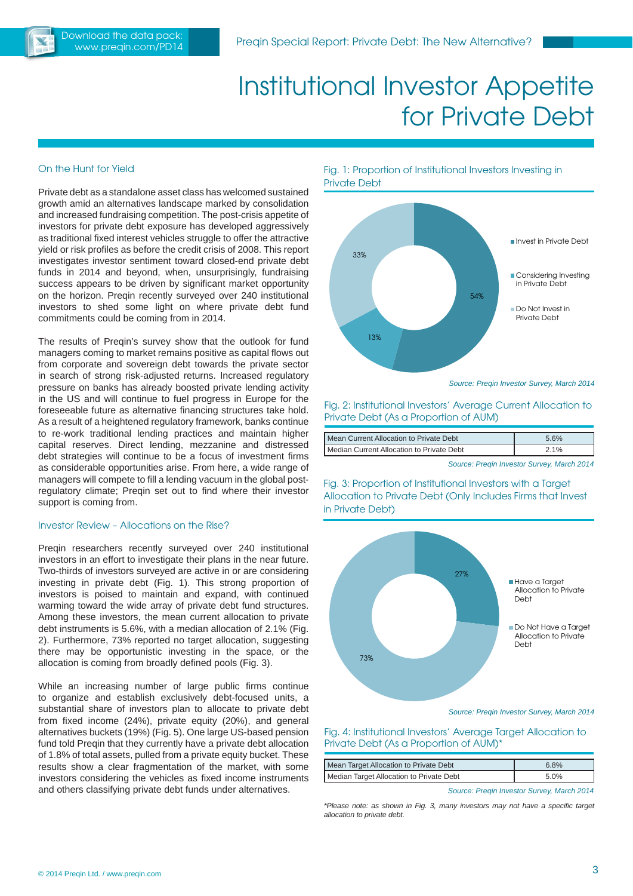# Institutional Investor Appetite for Private Debt

## On the Hunt for Yield

Private debt as a standalone asset class has welcomed sustained growth amid an alternatives landscape marked by consolidation and increased fundraising competition. The post-crisis appetite of investors for private debt exposure has developed aggressively as traditional fixed interest vehicles struggle to offer the attractive yield or risk profiles as before the credit crisis of 2008. This report investigates investor sentiment toward closed-end private debt funds in 2014 and beyond, when, unsurprisingly, fundraising success appears to be driven by significant market opportunity on the horizon. Preqin recently surveyed over 240 institutional investors to shed some light on where private debt fund commitments could be coming from in 2014.

The results of Preqin's survey show that the outlook for fund managers coming to market remains positive as capital flows out from corporate and sovereign debt towards the private sector in search of strong risk-adjusted returns. Increased regulatory pressure on banks has already boosted private lending activity in the US and will continue to fuel progress in Europe for the foreseeable future as alternative financing structures take hold. As a result of a heightened regulatory framework, banks continue to re-work traditional lending practices and maintain higher capital reserves. Direct lending, mezzanine and distressed debt strategies will continue to be a focus of investment firms as considerable opportunities arise. From here, a wide range of managers will compete to fill a lending vacuum in the global post-regulatory climate; Preqin set out to find where their investor support is coming from.

## Investor Review – Allocations on the Rise?

Preqin researchers recently surveyed over 240 institutional investors in an effort to investigate their plans in the near future. Two-thirds of investors surveyed are active in or are considering investing in private debt (Fig. 1). This strong proportion of investors is poised to maintain and expand, with continued warming toward the wide array of private debt fund structures. Among these investors, the mean current allocation to private debt instruments is 5.6%, with a median allocation of 2.1% (Fig. 2). Furthermore, 73% reported no target allocation, suggesting there may be opportunistic investing in the space, or the allocation is coming from broadly defined pools (Fig. 3).

While an increasing number of large public firms continue to organize and establish exclusively debt-focused units, a substantial share of investors plan to allocate to private debt from fixed income (24%), private equity (20%), and general alternatives buckets (19%) (Fig. 5). One large US-based pension fund told Preqin that they currently have a private debt allocation of 1.8% of total assets, pulled from a private equity bucket. These results show a clear fragmentation of the market, with some investors considering the vehicles as fixed income instruments and others classifying private debt funds under alternatives.

### Fig. 1: Proportion of Institutional Investors Investing in Private Debt

| Category | Proportion |
|---|---|
| Invest in Private Debt | 54% |
| Considering Investing in Private Debt | 13% |
| Do Not Invest in Private Debt | 33% |

*Source: Preqin Investor Survey, March 2014*

### Fig. 2: Institutional Investors' Average Current Allocation to Private Debt (As a Proportion of AUM)

| | |
|---|---|
| Mean Current Allocation to Private Debt | 5.6% |
| Median Current Allocation to Private Debt | 2.1% |

*Source: Preqin Investor Survey, March 2014*

### Fig. 3: Proportion of Institutional Investors with a Target Allocation to Private Debt (Only Includes Firms that Invest in Private Debt)

| Category | Proportion |
|---|---|
| Have a Target Allocation to Private Debt | 27% |
| Do Not Have a Target Allocation to Private Debt | 73% |

*Source: Preqin Investor Survey, March 2014*

### Fig. 4: Institutional Investors' Average Target Allocation to Private Debt (As a Proportion of AUM)*

| | |
|---|---|
| Mean Target Allocation to Private Debt | 6.8% |
| Median Target Allocation to Private Debt | 5.0% |

*Source: Preqin Investor Survey, March 2014*

*\*Please note: as shown in Fig. 3, many investors may not have a specific target allocation to private debt.*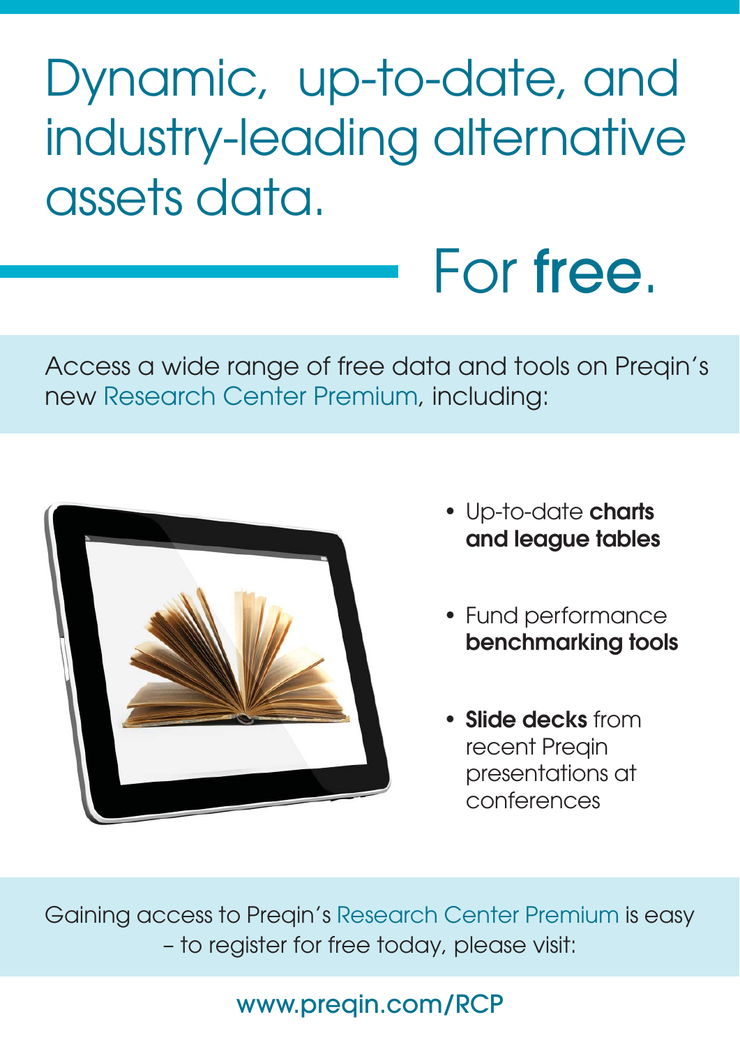# Dynamic, up-to-date, and industry-leading alternative assets data.

## For **free**.

Access a wide range of free data and tools on Preqin's new Research Center Premium, including:

- Up-to-date **charts and league tables**
- Fund performance **benchmarking tools**
- **Slide decks** from recent Preqin presentations at conferences

Gaining access to Preqin's Research Center Premium is easy – to register for free today, please visit:

www.preqin.com/RCP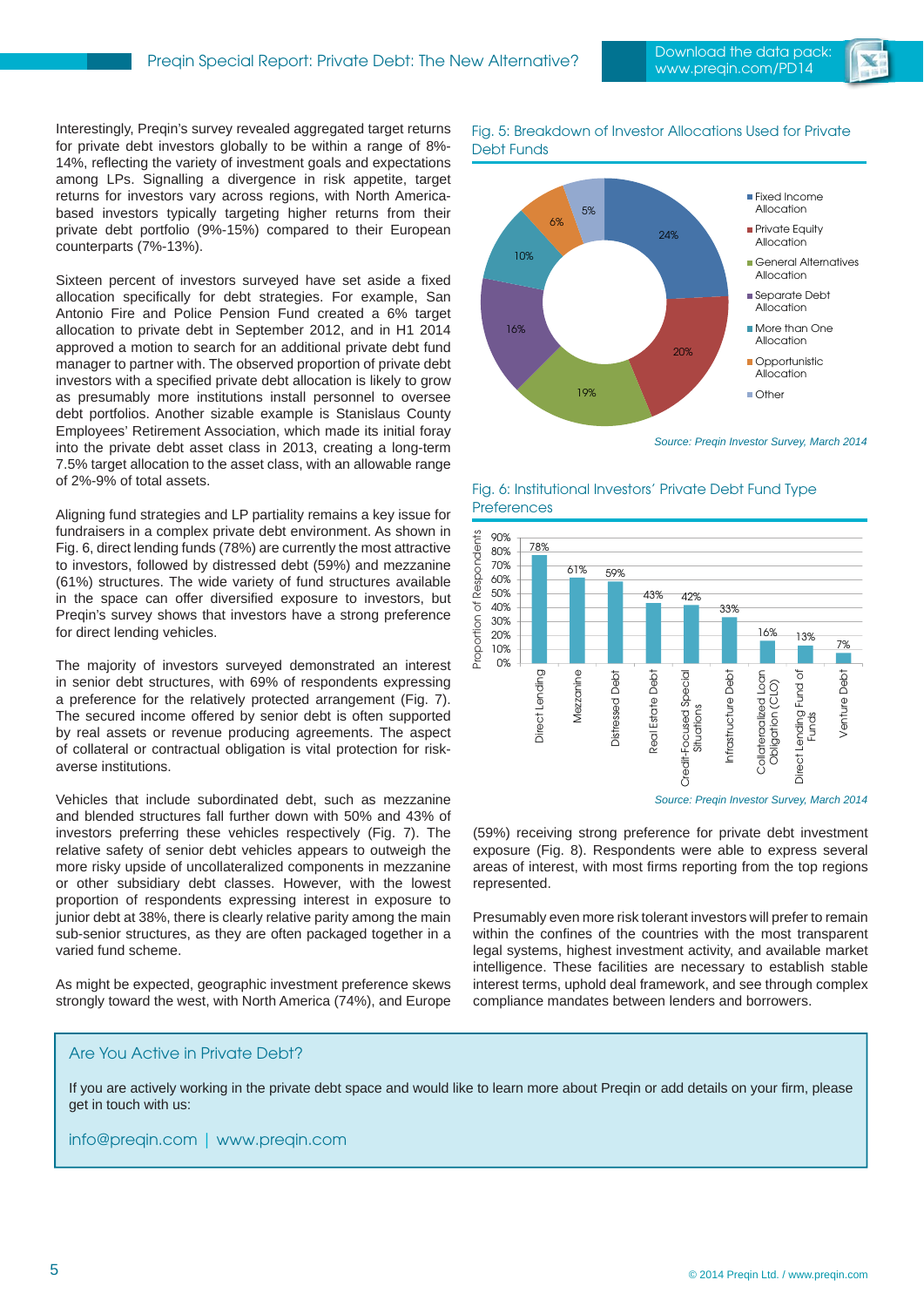Interestingly, Preqin's survey revealed aggregated target returns for private debt investors globally to be within a range of 8%-14%, reflecting the variety of investment goals and expectations among LPs. Signalling a divergence in risk appetite, target returns for investors vary across regions, with North America-based investors typically targeting higher returns from their private debt portfolio (9%-15%) compared to their European counterparts (7%-13%).

Sixteen percent of investors surveyed have set aside a fixed allocation specifically for debt strategies. For example, San Antonio Fire and Police Pension Fund created a 6% target allocation to private debt in September 2012, and in H1 2014 approved a motion to search for an additional private debt fund manager to partner with. The observed proportion of private debt investors with a specified private debt allocation is likely to grow as presumably more institutions install personnel to oversee debt portfolios. Another sizable example is Stanislaus County Employees' Retirement Association, which made its initial foray into the private debt asset class in 2013, creating a long-term 7.5% target allocation to the asset class, with an allowable range of 2%-9% of total assets.

Aligning fund strategies and LP partiality remains a key issue for fundraisers in a complex private debt environment. As shown in Fig. 6, direct lending funds (78%) are currently the most attractive to investors, followed by distressed debt (59%) and mezzanine (61%) structures. The wide variety of fund structures available in the space can offer diversified exposure to investors, but Preqin's survey shows that investors have a strong preference for direct lending vehicles.

The majority of investors surveyed demonstrated an interest in senior debt structures, with 69% of respondents expressing a preference for the relatively protected arrangement (Fig. 7). The secured income offered by senior debt is often supported by real assets or revenue producing agreements. The aspect of collateral or contractual obligation is vital protection for risk-averse institutions.

Vehicles that include subordinated debt, such as mezzanine and blended structures fall further down with 50% and 43% of investors preferring these vehicles respectively (Fig. 7). The relative safety of senior debt vehicles appears to outweigh the more risky upside of uncollateralized components in mezzanine or other subsidiary debt classes. However, with the lowest proportion of respondents expressing interest in exposure to junior debt at 38%, there is clearly relative parity among the main sub-senior structures, as they are often packaged together in a varied fund scheme.

As might be expected, geographic investment preference skews strongly toward the west, with North America (74%), and Europe (59%) receiving strong preference for private debt investment exposure (Fig. 8). Respondents were able to express several areas of interest, with most firms reporting from the top regions represented.

Presumably even more risk tolerant investors will prefer to remain within the confines of the countries with the most transparent legal systems, highest investment activity, and available market intelligence. These facilities are necessary to establish stable interest terms, uphold deal framework, and see through complex compliance mandates between lenders and borrowers.

### Fig. 5: Breakdown of Investor Allocations Used for Private Debt Funds

| Allocation | Proportion |
|---|---|
| Fixed Income Allocation | 24% |
| Private Equity Allocation | 20% |
| General Alternatives Allocation | 19% |
| Separate Debt Allocation | 16% |
| More than One Allocation | 10% |
| Opportunistic Allocation | 6% |
| Other | 5% |

*Source: Preqin Investor Survey, March 2014*

### Fig. 6: Institutional Investors' Private Debt Fund Type Preferences

| Fund Type | Proportion of Respondents |
|---|---|
| Direct Lending | 78% |
| Mezzanine | 61% |
| Distressed Debt | 59% |
| Real Estate Debt | 43% |
| Credit-Focused Special Situations | 42% |
| Infrastructure Debt | 33% |
| Collateralized Loan Obligation (CLO) | 16% |
| Direct Lending Fund of Funds | 13% |
| Venture Debt | 7% |

*Source: Preqin Investor Survey, March 2014*

## Are You Active in Private Debt?

If you are actively working in the private debt space and would like to learn more about Preqin or add details on your firm, please get in touch with us:

info@preqin.com | www.preqin.com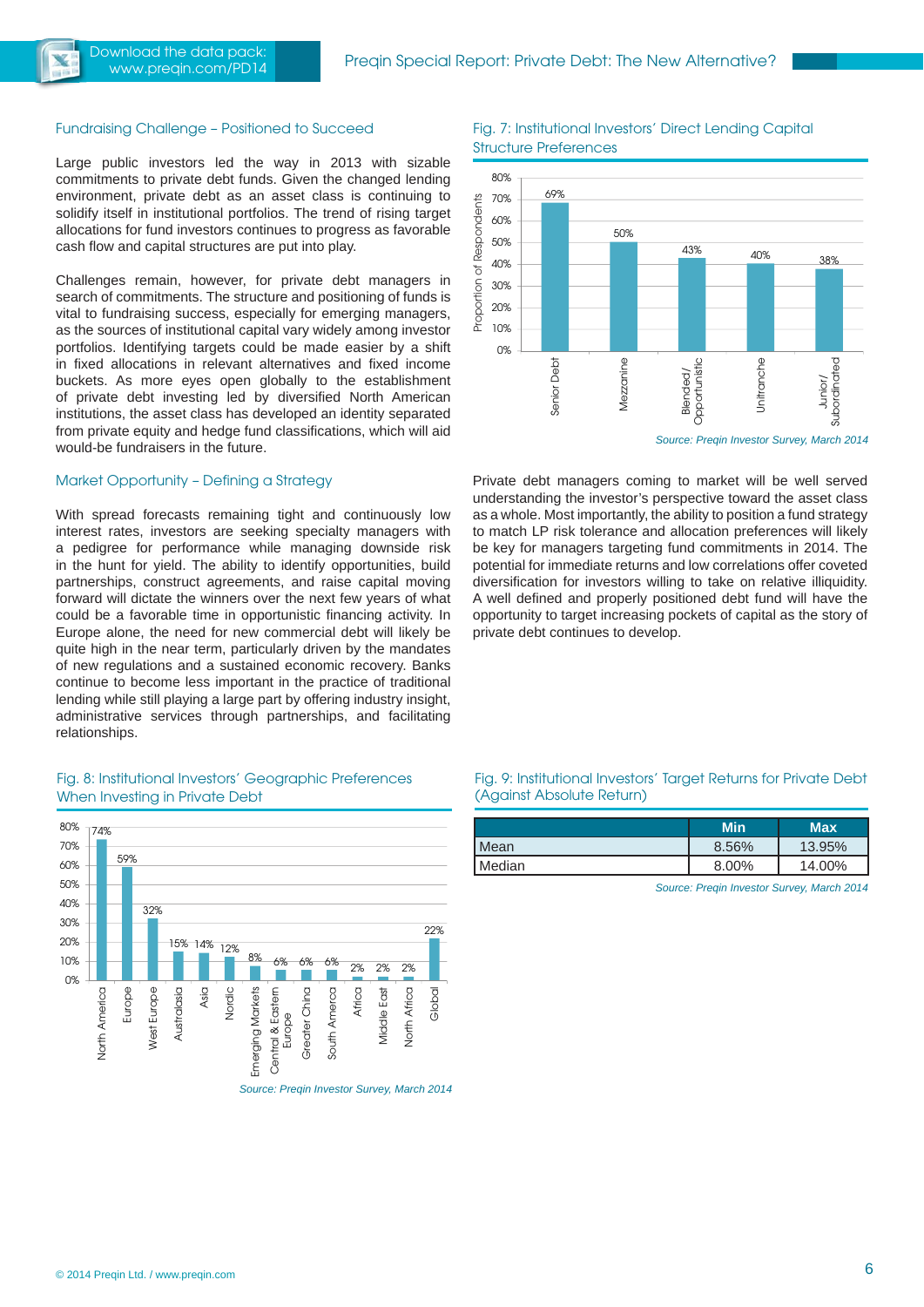## Fundraising Challenge – Positioned to Succeed

Large public investors led the way in 2013 with sizable commitments to private debt funds. Given the changed lending environment, private debt as an asset class is continuing to solidify itself in institutional portfolios. The trend of rising target allocations for fund investors continues to progress as favorable cash flow and capital structures are put into play.

Challenges remain, however, for private debt managers in search of commitments. The structure and positioning of funds is vital to fundraising success, especially for emerging managers, as the sources of institutional capital vary widely among investor portfolios. Identifying targets could be made easier by a shift in fixed allocations in relevant alternatives and fixed income buckets. As more eyes open globally to the establishment of private debt investing led by diversified North American institutions, the asset class has developed an identity separated from private equity and hedge fund classifications, which will aid would-be fundraisers in the future.

## Market Opportunity – Defining a Strategy

With spread forecasts remaining tight and continuously low interest rates, investors are seeking specialty managers with a pedigree for performance while managing downside risk in the hunt for yield. The ability to identify opportunities, build partnerships, construct agreements, and raise capital moving forward will dictate the winners over the next few years of what could be a favorable time in opportunistic financing activity. In Europe alone, the need for new commercial debt will likely be quite high in the near term, particularly driven by the mandates of new regulations and a sustained economic recovery. Banks continue to become less important in the practice of traditional lending while still playing a large part by offering industry insight, administrative services through partnerships, and facilitating relationships.

### Fig. 7: Institutional Investors' Direct Lending Capital Structure Preferences

| Capital Structure | Proportion of Respondents |
|---|---|
| Senior Debt | 69% |
| Mezzanine | 50% |
| Blended/ Opportunistic | 43% |
| Unitranche | 40% |
| Junior/ Subordinated | 38% |

*Source: Preqin Investor Survey, March 2014*

Private debt managers coming to market will be well served understanding the investor's perspective toward the asset class as a whole. Most importantly, the ability to position a fund strategy to match LP risk tolerance and allocation preferences will likely be key for managers targeting fund commitments in 2014. The potential for immediate returns and low correlations offer coveted diversification for investors willing to take on relative illiquidity. A well defined and properly positioned debt fund will have the opportunity to target increasing pockets of capital as the story of private debt continues to develop.

### Fig. 8: Institutional Investors' Geographic Preferences When Investing in Private Debt

| Region | Proportion of Respondents |
|---|---|
| North America | 74% |
| Europe | 59% |
| West Europe | 32% |
| Australasia | 15% |
| Asia | 14% |
| Nordic | 12% |
| Emerging Markets | 8% |
| Central & Eastern Europe | 6% |
| Greater China | 6% |
| South America | 6% |
| Africa | 2% |
| Middle East | 2% |
| North Africa | 2% |
| Global | 22% |

*Source: Preqin Investor Survey, March 2014*

### Fig. 9: Institutional Investors' Target Returns for Private Debt (Against Absolute Return)

| | Min | Max |
|---|---|---|
| Mean | 8.56% | 13.95% |
| Median | 8.00% | 14.00% |

*Source: Preqin Investor Survey, March 2014*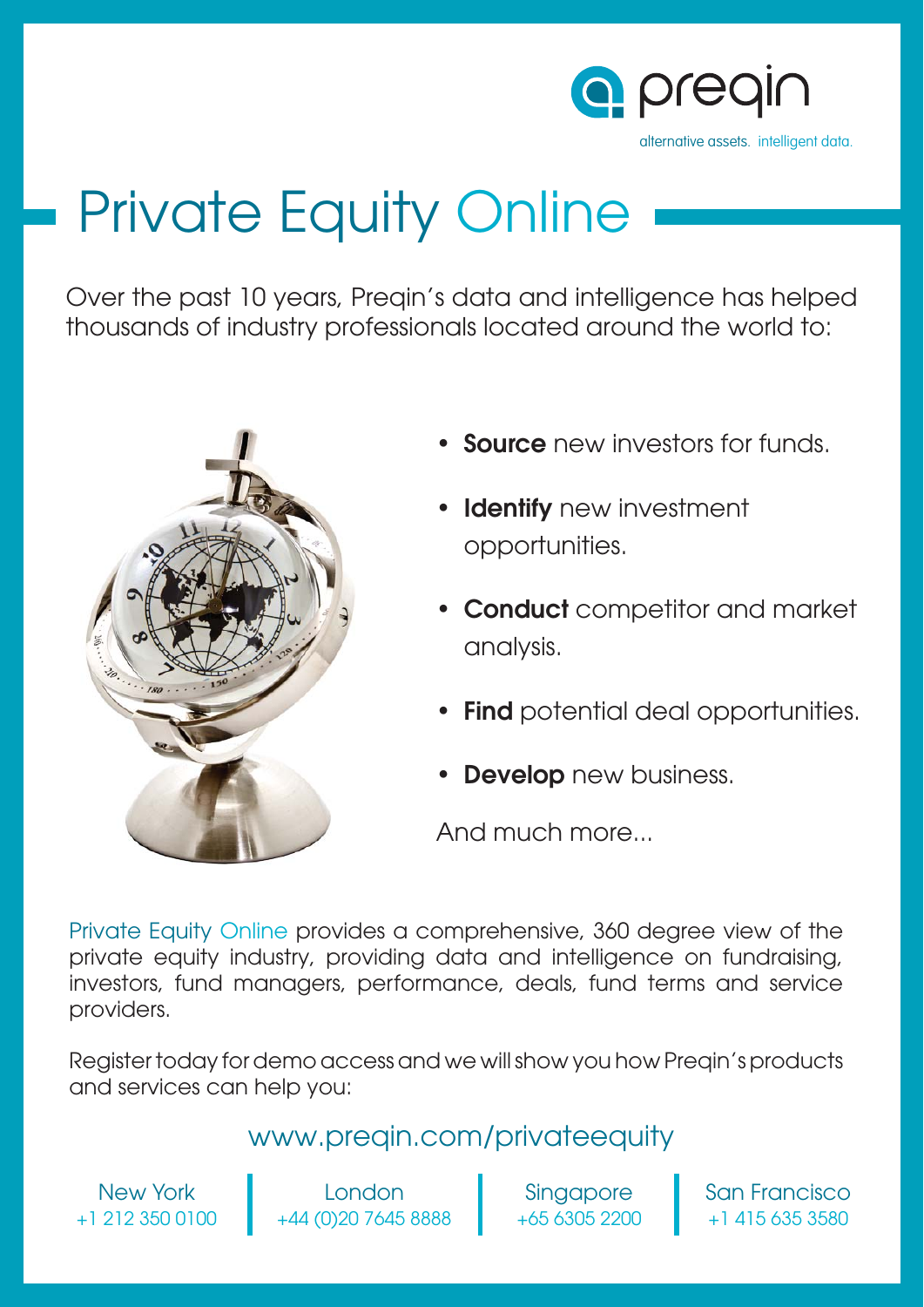preqin

alternative assets. intelligent data.

# Private Equity Online

Over the past 10 years, Preqin's data and intelligence has helped thousands of industry professionals located around the world to:

- **Source** new investors for funds.
- **Identify** new investment opportunities.
- **Conduct** competitor and market analysis.
- **Find** potential deal opportunities.
- **Develop** new business.

And much more...

Private Equity Online provides a comprehensive, 360 degree view of the private equity industry, providing data and intelligence on fundraising, investors, fund managers, performance, deals, fund terms and service providers.

Register today for demo access and we will show you how Preqin's products and services can help you:

www.preqin.com/privateequity

| New York | London | Singapore | San Francisco |
|---|---|---|---|
| +1 212 350 0100 | +44 (0)20 7645 8888 | +65 6305 2200 | +1 415 635 3580 |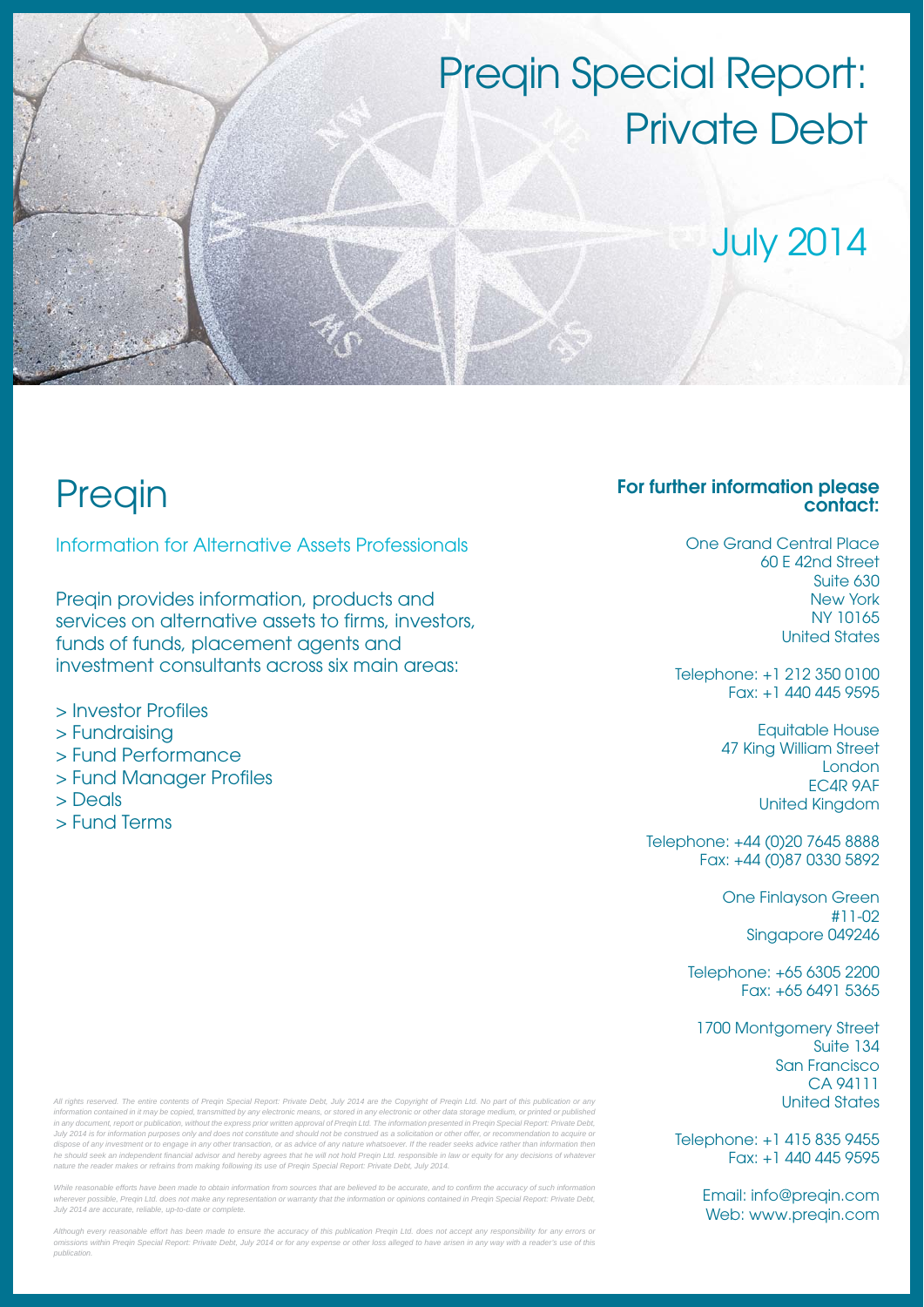# Preqin Special Report: Private Debt

## July 2014

# Preqin

Information for Alternative Assets Professionals

Preqin provides information, products and services on alternative assets to firms, investors, funds of funds, placement agents and investment consultants across six main areas:

> Investor Profiles
> Fundraising
> Fund Performance
> Fund Manager Profiles
> Deals
> Fund Terms

**For further information please contact:**

One Grand Central Place
60 E 42nd Street
Suite 630
New York
NY 10165
United States

Telephone: +1 212 350 0100
Fax: +1 440 445 9595

Equitable House
47 King William Street
London
EC4R 9AF
United Kingdom

Telephone: +44 (0)20 7645 8888
Fax: +44 (0)87 0330 5892

One Finlayson Green
#11-02
Singapore 049246

Telephone: +65 6305 2200
Fax: +65 6491 5365

1700 Montgomery Street
Suite 134
San Francisco
CA 94111
United States

Telephone: +1 415 835 9455
Fax: +1 440 445 9595

Email: info@preqin.com
Web: www.preqin.com

*All rights reserved. The entire contents of Preqin Special Report: Private Debt, July 2014 are the Copyright of Preqin Ltd. No part of this publication or any information contained in it may be copied, transmitted by any electronic means, or stored in any electronic or other data storage medium, or printed or published in any document, report or publication, without the express prior written approval of Preqin Ltd. The information presented in Preqin Special Report: Private Debt, July 2014 is for information purposes only and does not constitute and should not be construed as a solicitation or other offer, or recommendation to acquire or dispose of any investment or to engage in any other transaction, or as advice of any nature whatsoever. If the reader seeks advice rather than information then he should seek an independent financial advisor and hereby agrees that he will not hold Preqin Ltd. responsible in law or equity for any decisions of whatever nature the reader makes or refrains from making following its use of Preqin Special Report: Private Debt, July 2014.*

*While reasonable efforts have been made to obtain information from sources that are believed to be accurate, and to confirm the accuracy of such information wherever possible, Preqin Ltd. does not make any representation or warranty that the information or opinions contained in Preqin Special Report: Private Debt, July 2014 are accurate, reliable, up-to-date or complete.*

*Although every reasonable effort has been made to ensure the accuracy of this publication Preqin Ltd. does not accept any responsibility for any errors or omissions within Preqin Special Report: Private Debt, July 2014 or for any expense or other loss alleged to have arisen in any way with a reader's use of this publication.*